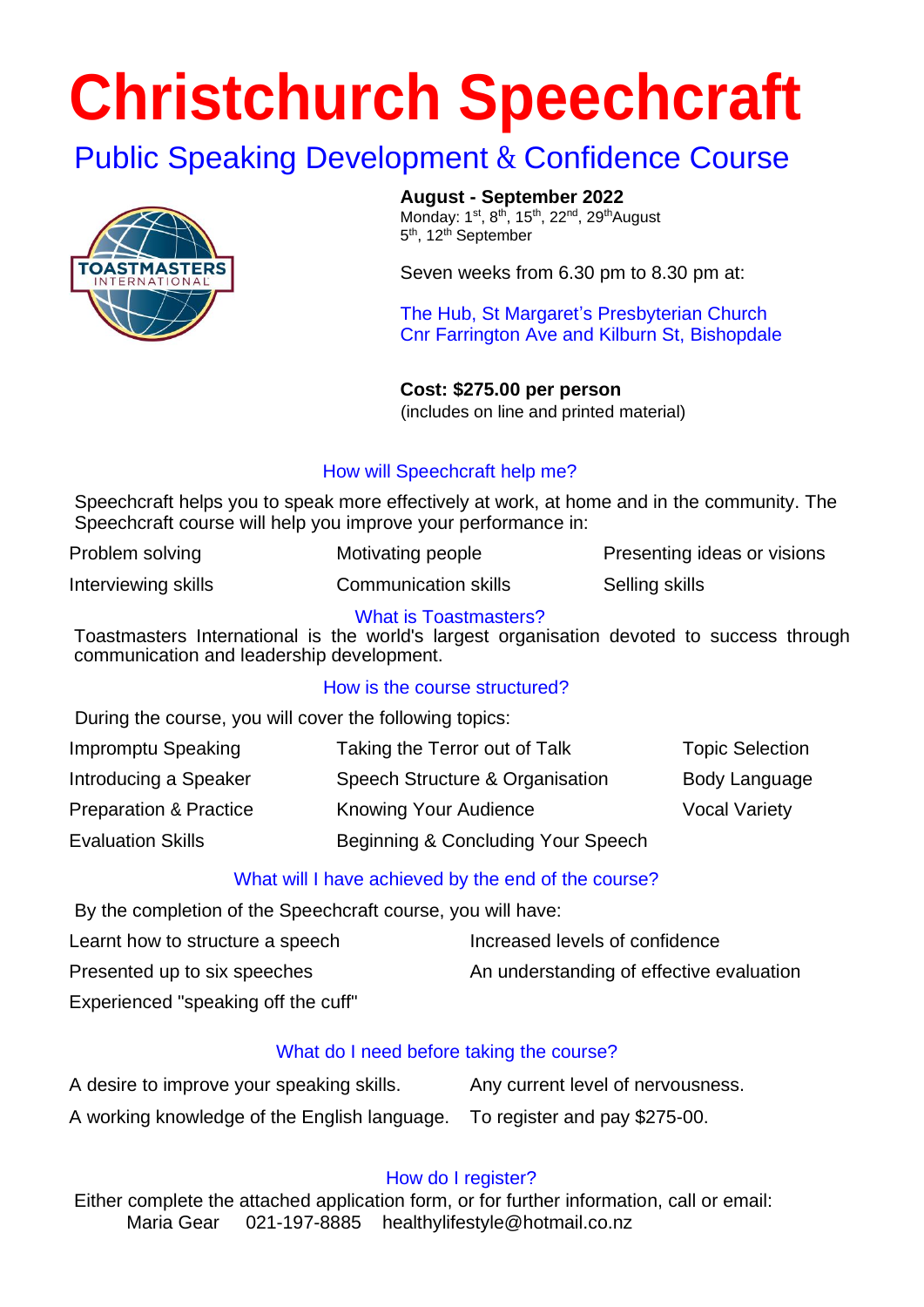# Christchurch Speechcraft

## Public Speaking Development & Confidence Course

**August - September 2022**
Monday: 1st, 8th, 15th, 22nd, 29th August
5th, 12th September

Seven weeks from 6.30 pm to 8.30 pm at:

The Hub, St Margaret's Presbyterian Church
Cnr Farrington Ave and Kilburn St, Bishopdale

**Cost: $275.00 per person**
(includes on line and printed material)

### How will Speechcraft help me?

Speechcraft helps you to speak more effectively at work, at home and in the community. The Speechcraft course will help you improve your performance in:

- Problem solving
- Motivating people
- Presenting ideas or visions
- Interviewing skills
- Communication skills
- Selling skills

### What is Toastmasters?

Toastmasters International is the world's largest organisation devoted to success through communication and leadership development.

### How is the course structured?

During the course, you will cover the following topics:

- Impromptu Speaking
- Taking the Terror out of Talk
- Topic Selection
- Introducing a Speaker
- Speech Structure & Organisation
- Body Language
- Preparation & Practice
- Knowing Your Audience
- Vocal Variety
- Evaluation Skills
- Beginning & Concluding Your Speech

### What will I have achieved by the end of the course?

By the completion of the Speechcraft course, you will have:

- Learnt how to structure a speech
- Increased levels of confidence
- Presented up to six speeches
- An understanding of effective evaluation
- Experienced "speaking off the cuff"

### What do I need before taking the course?

- A desire to improve your speaking skills.
- Any current level of nervousness.
- A working knowledge of the English language.
- To register and pay $275-00.

### How do I register?

Either complete the attached application form, or for further information, call or email:
Maria Gear 021-197-8885 healthylifestyle@hotmail.co.nz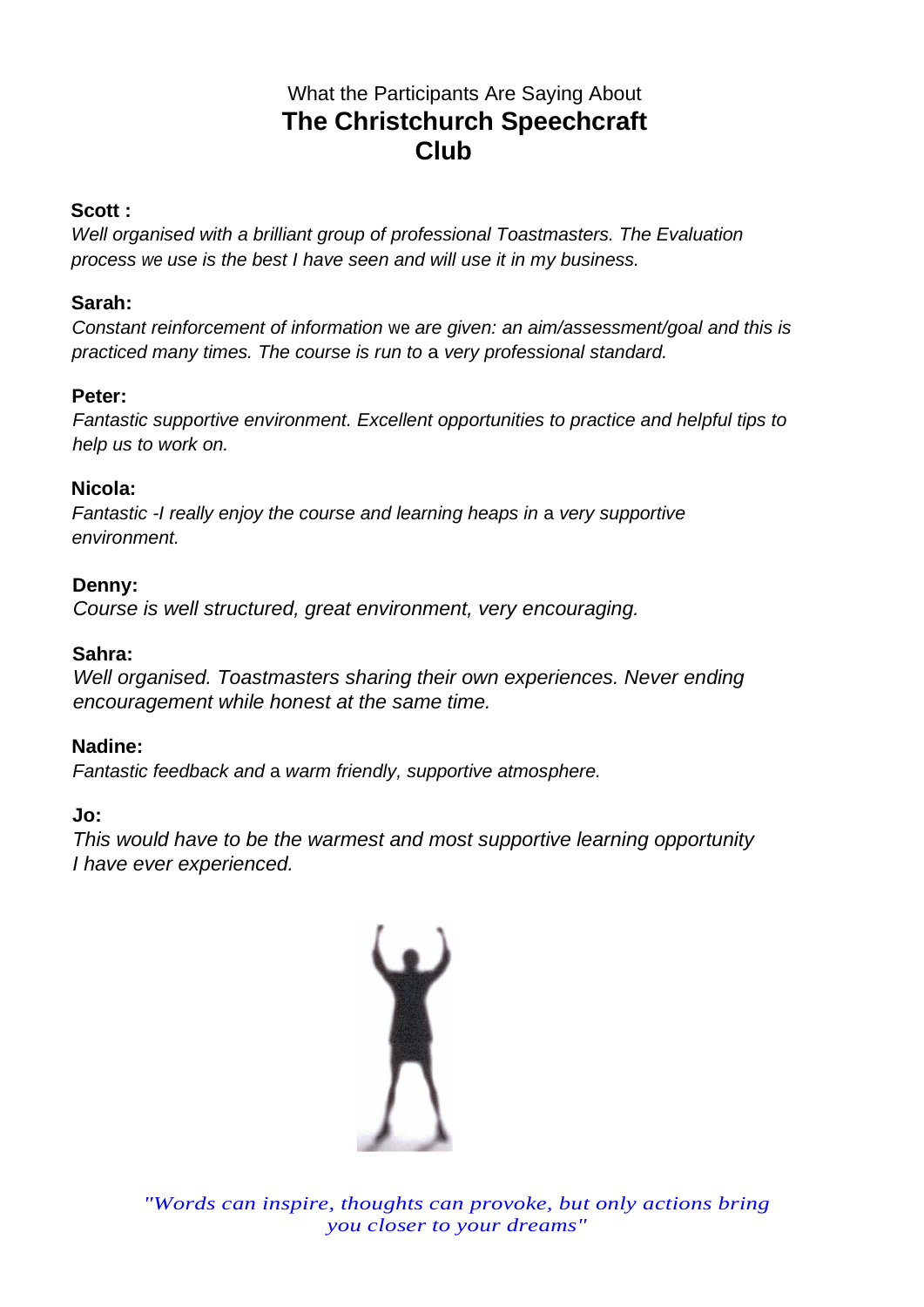What the Participants Are Saying About

# The Christchurch Speechcraft Club

**Scott :**
*Well organised with a brilliant group of professional Toastmasters. The Evaluation process we use is the best I have seen and will use it in my business.*

**Sarah:**
*Constant reinforcement of information we are given: an aim/assessment/goal and this is practiced many times. The course is run to a very professional standard.*

**Peter:**
*Fantastic supportive environment. Excellent opportunities to practice and helpful tips to help us to work on.*

**Nicola:**
*Fantastic -I really enjoy the course and learning heaps in a very supportive environment.*

**Denny:**
*Course is well structured, great environment, very encouraging.*

**Sahra:**
*Well organised. Toastmasters sharing their own experiences. Never ending encouragement while honest at the same time.*

**Nadine:**
*Fantastic feedback and a warm friendly, supportive atmosphere.*

**Jo:**
*This would have to be the warmest and most supportive learning opportunity I have ever experienced.*

*"Words can inspire, thoughts can provoke, but only actions bring you closer to your dreams"*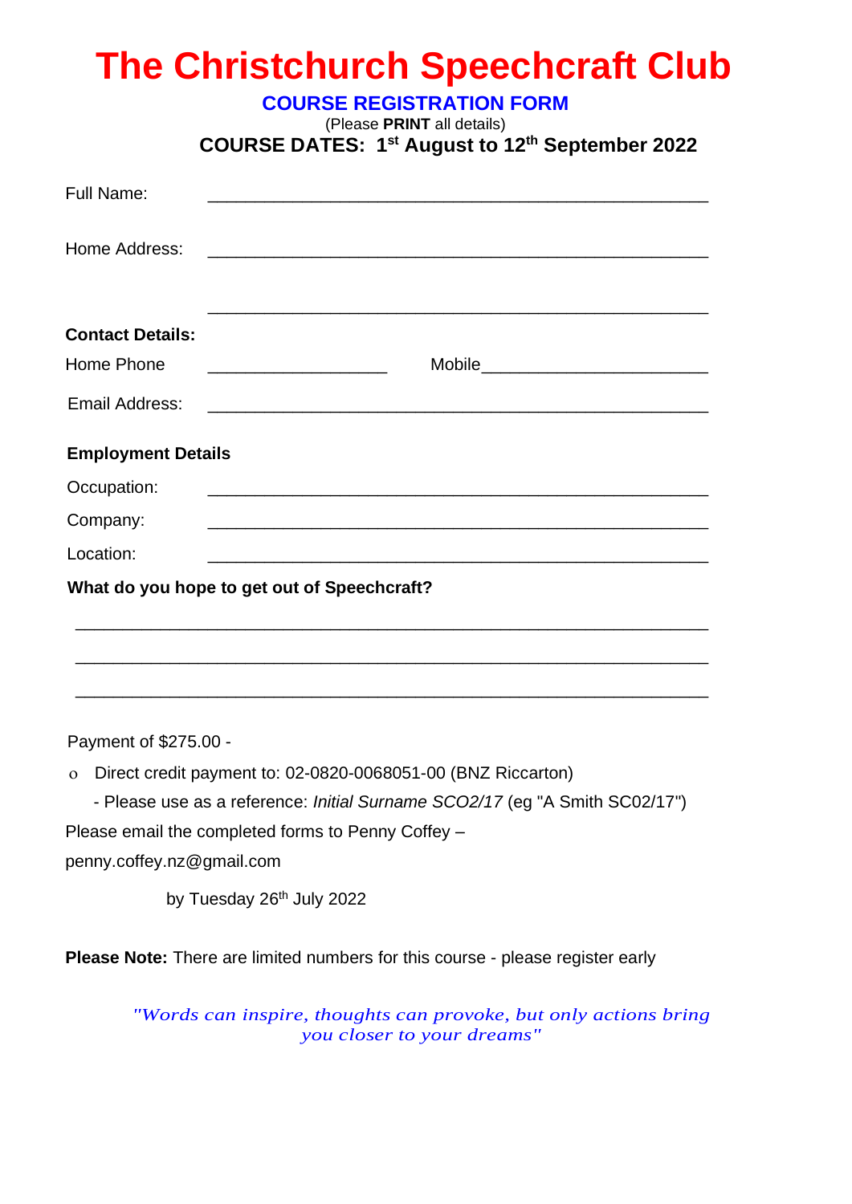# The Christchurch Speechcraft Club

## COURSE REGISTRATION FORM

(Please **PRINT** all details)

**COURSE DATES: 1st August to 12th September 2022**

Full Name: ______________________________________________

Home Address: ______________________________________________

______________________________________________

**Contact Details:**

Home Phone ____________________ Mobile______________________

Email Address: ______________________________________________

**Employment Details**

Occupation: ______________________________________________

Company: ______________________________________________

Location: ______________________________________________

**What do you hope to get out of Speechcraft?**

______________________________________________

______________________________________________

______________________________________________

Payment of $275.00 -

- Direct credit payment to: 02-0820-0068051-00 (BNZ Riccarton)
  - Please use as a reference: *Initial Surname SCO2/17* (eg "A Smith SC02/17")

Please email the completed forms to Penny Coffey – penny.coffey.nz@gmail.com

by Tuesday 26th July 2022

**Please Note:** There are limited numbers for this course - please register early

*"Words can inspire, thoughts can provoke, but only actions bring you closer to your dreams"*